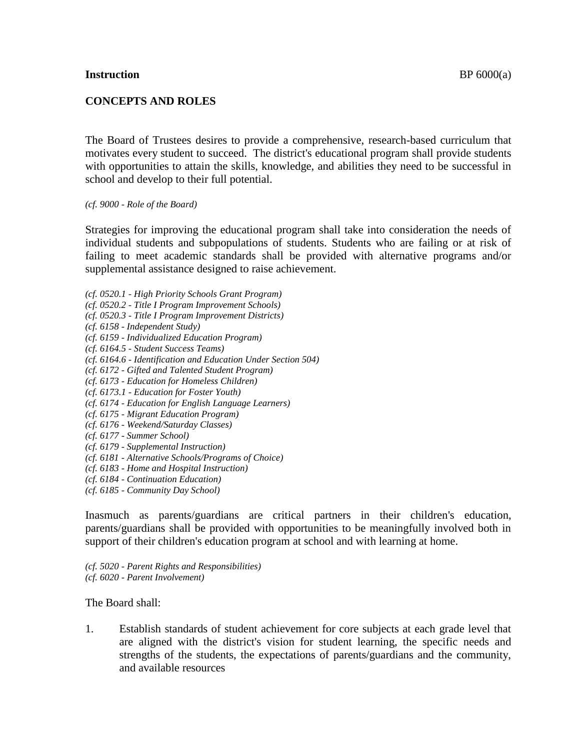**Instruction** BP 6000(a)

## CONCEPTS AND ROLES

The Board of Trustees desires to provide a comprehensive, research-based curriculum that motivates every student to succeed. The district's educational program shall provide students with opportunities to attain the skills, knowledge, and abilities they need to be successful in school and develop to their full potential.

*(cf. 9000 - Role of the Board)*

Strategies for improving the educational program shall take into consideration the needs of individual students and subpopulations of students. Students who are failing or at risk of failing to meet academic standards shall be provided with alternative programs and/or supplemental assistance designed to raise achievement.

*(cf. 0520.1 - High Priority Schools Grant Program)*
*(cf. 0520.2 - Title I Program Improvement Schools)*
*(cf. 0520.3 - Title I Program Improvement Districts)*
*(cf. 6158 - Independent Study)*
*(cf. 6159 - Individualized Education Program)*
*(cf. 6164.5 - Student Success Teams)*
*(cf. 6164.6 - Identification and Education Under Section 504)*
*(cf. 6172 - Gifted and Talented Student Program)*
*(cf. 6173 - Education for Homeless Children)*
*(cf. 6173.1 - Education for Foster Youth)*
*(cf. 6174 - Education for English Language Learners)*
*(cf. 6175 - Migrant Education Program)*
*(cf. 6176 - Weekend/Saturday Classes)*
*(cf. 6177 - Summer School)*
*(cf. 6179 - Supplemental Instruction)*
*(cf. 6181 - Alternative Schools/Programs of Choice)*
*(cf. 6183 - Home and Hospital Instruction)*
*(cf. 6184 - Continuation Education)*
*(cf. 6185 - Community Day School)*

Inasmuch as parents/guardians are critical partners in their children's education, parents/guardians shall be provided with opportunities to be meaningfully involved both in support of their children's education program at school and with learning at home.

*(cf. 5020 - Parent Rights and Responsibilities)*
*(cf. 6020 - Parent Involvement)*

The Board shall:

1. Establish standards of student achievement for core subjects at each grade level that are aligned with the district's vision for student learning, the specific needs and strengths of the students, the expectations of parents/guardians and the community, and available resources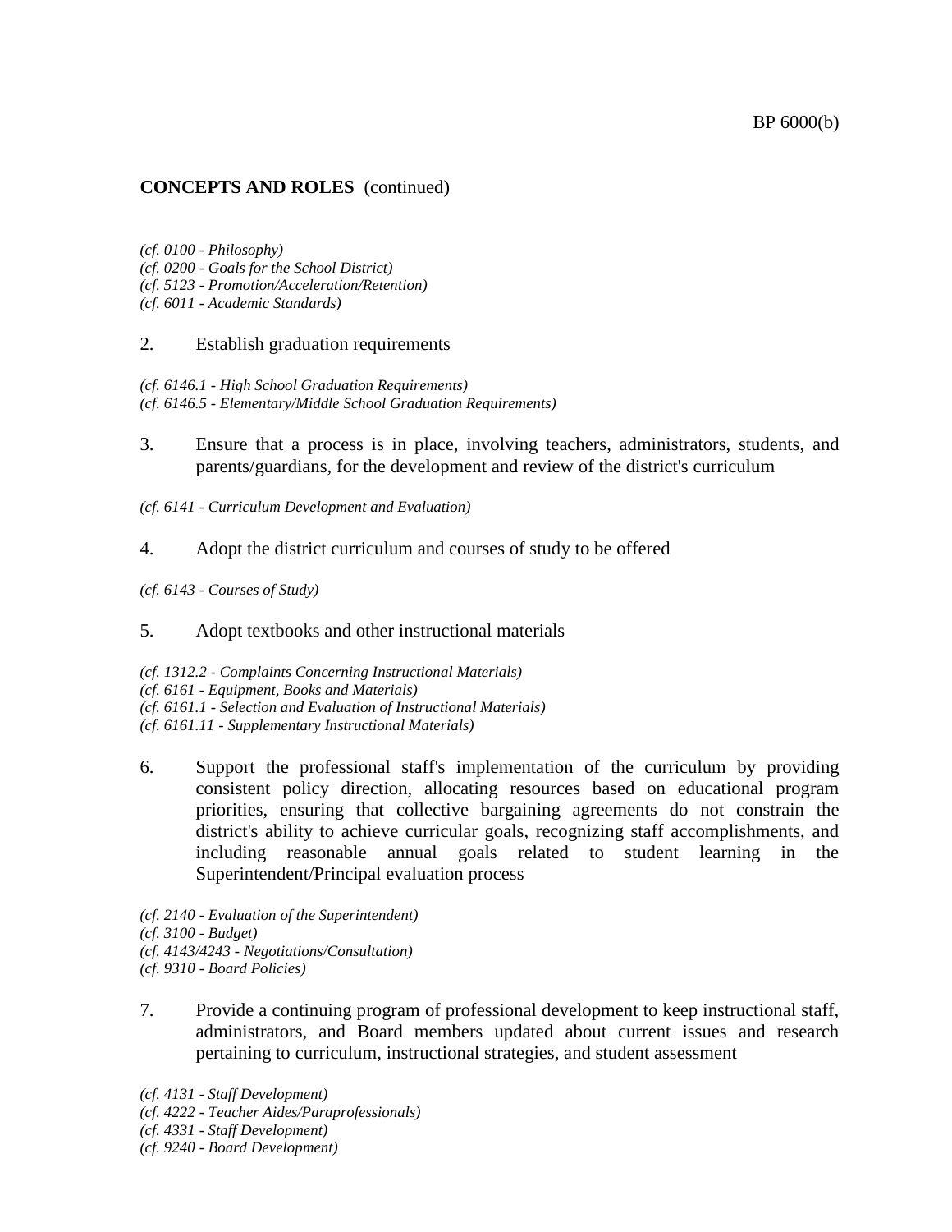**CONCEPTS AND ROLES** (continued)

*(cf. 0100 - Philosophy)*
*(cf. 0200 - Goals for the School District)*
*(cf. 5123 - Promotion/Acceleration/Retention)*
*(cf. 6011 - Academic Standards)*

2. Establish graduation requirements

*(cf. 6146.1 - High School Graduation Requirements)*
*(cf. 6146.5 - Elementary/Middle School Graduation Requirements)*

3. Ensure that a process is in place, involving teachers, administrators, students, and parents/guardians, for the development and review of the district's curriculum

*(cf. 6141 - Curriculum Development and Evaluation)*

4. Adopt the district curriculum and courses of study to be offered

*(cf. 6143 - Courses of Study)*

5. Adopt textbooks and other instructional materials

*(cf. 1312.2 - Complaints Concerning Instructional Materials)*
*(cf. 6161 - Equipment, Books and Materials)*
*(cf. 6161.1 - Selection and Evaluation of Instructional Materials)*
*(cf. 6161.11 - Supplementary Instructional Materials)*

6. Support the professional staff's implementation of the curriculum by providing consistent policy direction, allocating resources based on educational program priorities, ensuring that collective bargaining agreements do not constrain the district's ability to achieve curricular goals, recognizing staff accomplishments, and including reasonable annual goals related to student learning in the Superintendent/Principal evaluation process

*(cf. 2140 - Evaluation of the Superintendent)*
*(cf. 3100 - Budget)*
*(cf. 4143/4243 - Negotiations/Consultation)*
*(cf. 9310 - Board Policies)*

7. Provide a continuing program of professional development to keep instructional staff, administrators, and Board members updated about current issues and research pertaining to curriculum, instructional strategies, and student assessment

*(cf. 4131 - Staff Development)*
*(cf. 4222 - Teacher Aides/Paraprofessionals)*
*(cf. 4331 - Staff Development)*
*(cf. 9240 - Board Development)*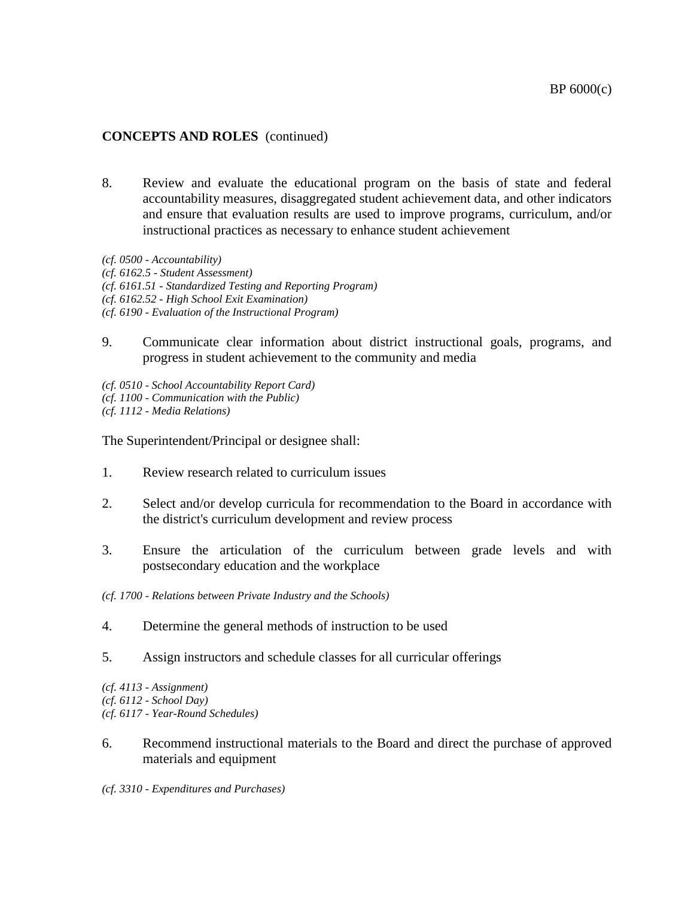**CONCEPTS AND ROLES** (continued)

8. Review and evaluate the educational program on the basis of state and federal accountability measures, disaggregated student achievement data, and other indicators and ensure that evaluation results are used to improve programs, curriculum, and/or instructional practices as necessary to enhance student achievement

*(cf. 0500 - Accountability)*
*(cf. 6162.5 - Student Assessment)*
*(cf. 6161.51 - Standardized Testing and Reporting Program)*
*(cf. 6162.52 - High School Exit Examination)*
*(cf. 6190 - Evaluation of the Instructional Program)*

9. Communicate clear information about district instructional goals, programs, and progress in student achievement to the community and media

*(cf. 0510 - School Accountability Report Card)*
*(cf. 1100 - Communication with the Public)*
*(cf. 1112 - Media Relations)*

The Superintendent/Principal or designee shall:

1. Review research related to curriculum issues

2. Select and/or develop curricula for recommendation to the Board in accordance with the district's curriculum development and review process

3. Ensure the articulation of the curriculum between grade levels and with postsecondary education and the workplace

*(cf. 1700 - Relations between Private Industry and the Schools)*

4. Determine the general methods of instruction to be used

5. Assign instructors and schedule classes for all curricular offerings

*(cf. 4113 - Assignment)*
*(cf. 6112 - School Day)*
*(cf. 6117 - Year-Round Schedules)*

6. Recommend instructional materials to the Board and direct the purchase of approved materials and equipment

*(cf. 3310 - Expenditures and Purchases)*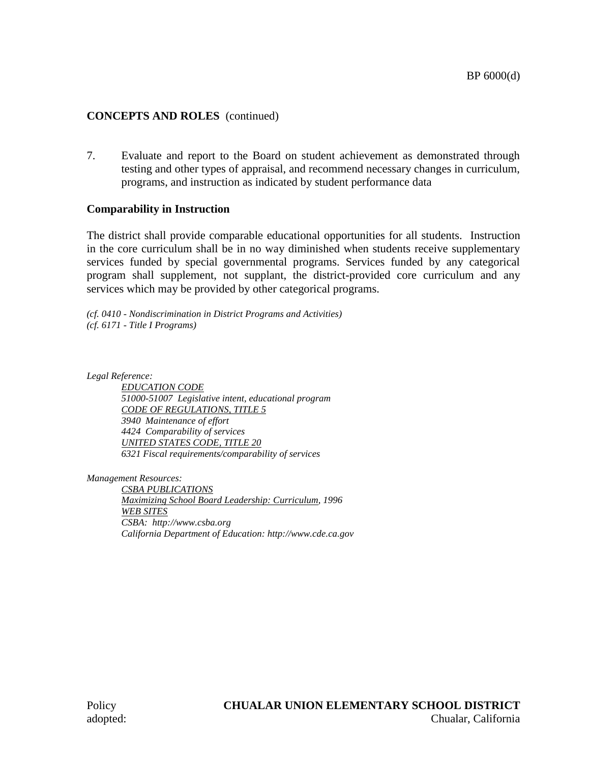**CONCEPTS AND ROLES** (continued)

7. Evaluate and report to the Board on student achievement as demonstrated through testing and other types of appraisal, and recommend necessary changes in curriculum, programs, and instruction as indicated by student performance data

**Comparability in Instruction**

The district shall provide comparable educational opportunities for all students. Instruction in the core curriculum shall be in no way diminished when students receive supplementary services funded by special governmental programs. Services funded by any categorical program shall supplement, not supplant, the district-provided core curriculum and any services which may be provided by other categorical programs.

*(cf. 0410 - Nondiscrimination in District Programs and Activities)*
*(cf. 6171 - Title I Programs)*

*Legal Reference:*

*EDUCATION CODE*
*51000-51007 Legislative intent, educational program*
*CODE OF REGULATIONS, TITLE 5*
*3940 Maintenance of effort*
*4424 Comparability of services*
*UNITED STATES CODE, TITLE 20*
*6321 Fiscal requirements/comparability of services*

*Management Resources:*

*CSBA PUBLICATIONS*
*Maximizing School Board Leadership: Curriculum, 1996*
*WEB SITES*
*CSBA: http://www.csba.org*
*California Department of Education: http://www.cde.ca.gov*

Policy adopted:

**CHUALAR UNION ELEMENTARY SCHOOL DISTRICT**
Chualar, California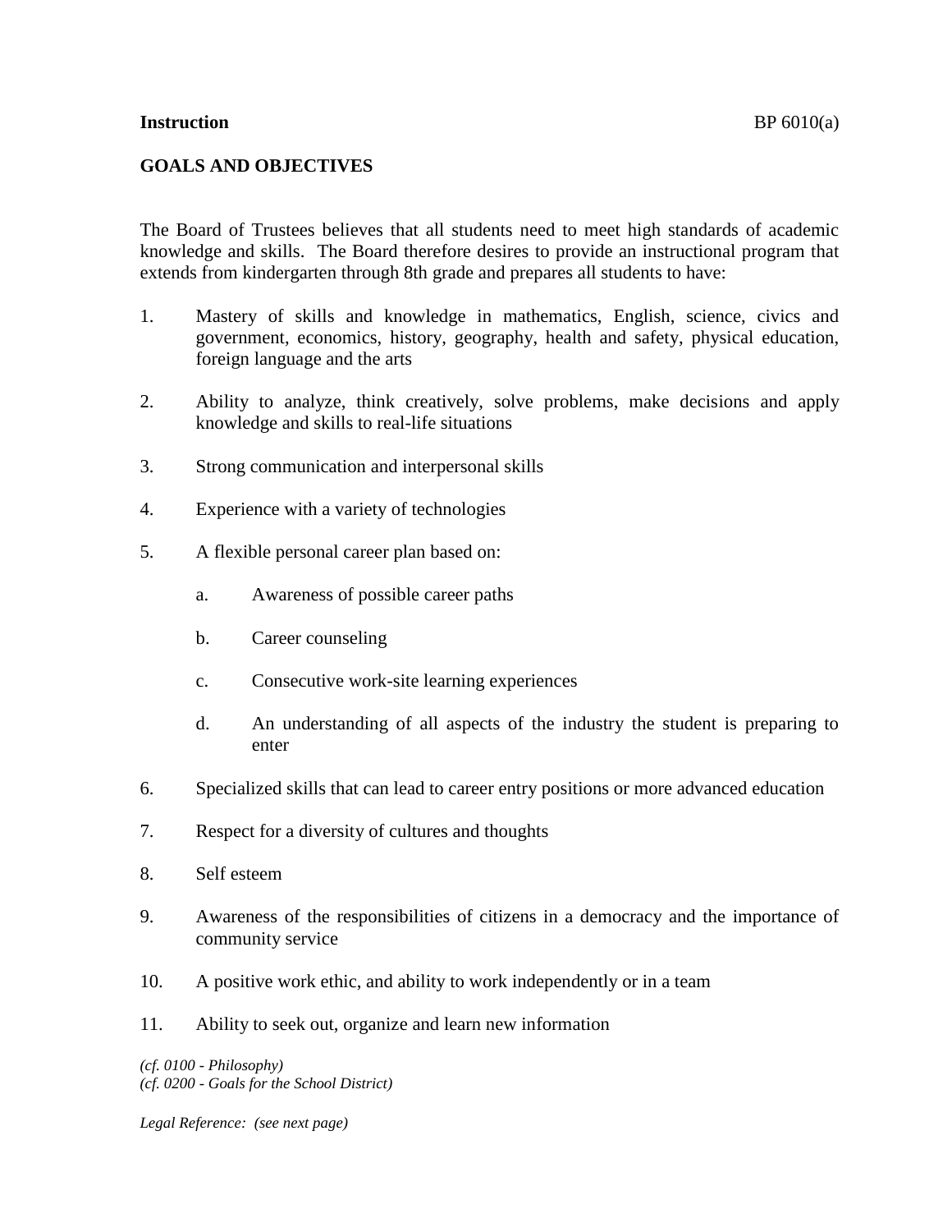**Instruction** BP 6010(a)

## GOALS AND OBJECTIVES

The Board of Trustees believes that all students need to meet high standards of academic knowledge and skills. The Board therefore desires to provide an instructional program that extends from kindergarten through 8th grade and prepares all students to have:

1. Mastery of skills and knowledge in mathematics, English, science, civics and government, economics, history, geography, health and safety, physical education, foreign language and the arts

2. Ability to analyze, think creatively, solve problems, make decisions and apply knowledge and skills to real-life situations

3. Strong communication and interpersonal skills

4. Experience with a variety of technologies

5. A flexible personal career plan based on:

   a. Awareness of possible career paths

   b. Career counseling

   c. Consecutive work-site learning experiences

   d. An understanding of all aspects of the industry the student is preparing to enter

6. Specialized skills that can lead to career entry positions or more advanced education

7. Respect for a diversity of cultures and thoughts

8. Self esteem

9. Awareness of the responsibilities of citizens in a democracy and the importance of community service

10. A positive work ethic, and ability to work independently or in a team

11. Ability to seek out, organize and learn new information

*(cf. 0100 - Philosophy)*
*(cf. 0200 - Goals for the School District)*

*Legal Reference: (see next page)*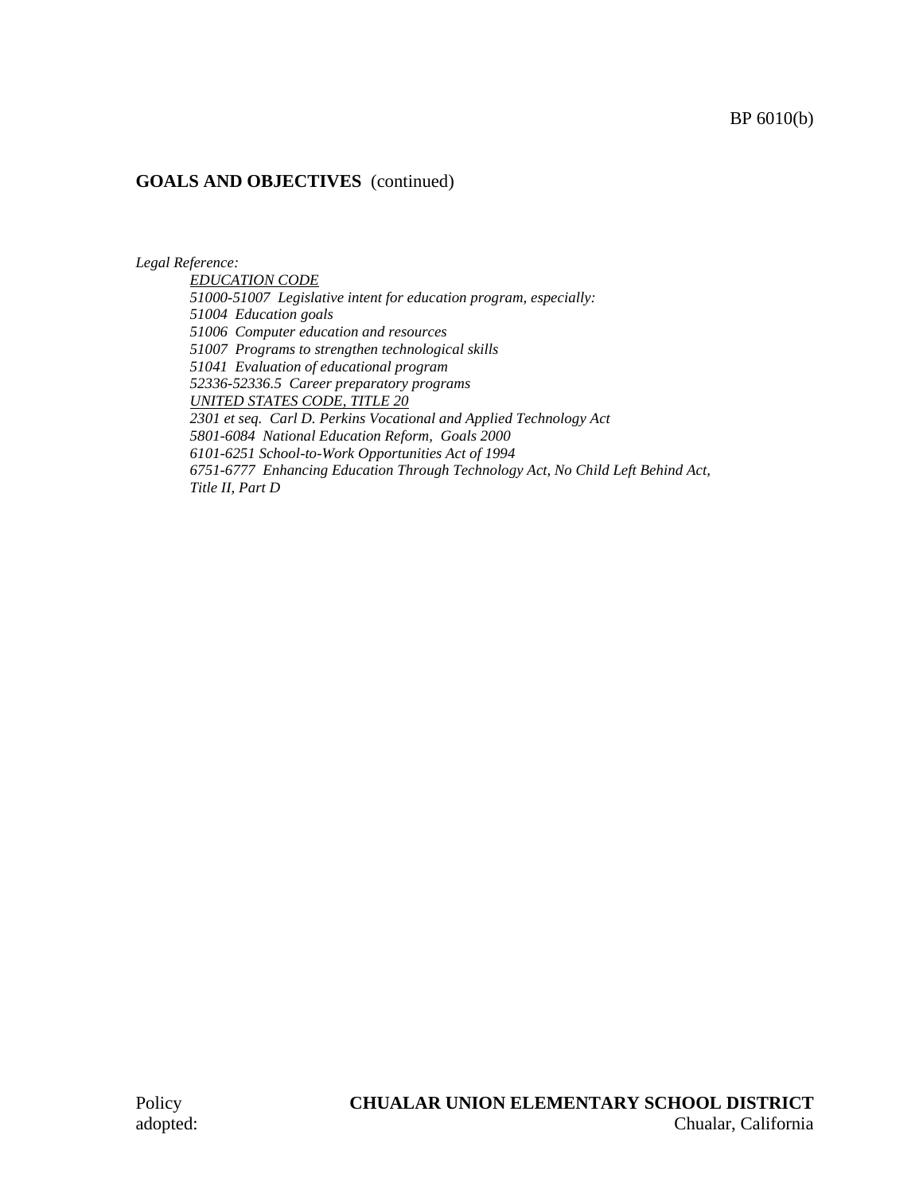## GOALS AND OBJECTIVES (continued)

*Legal Reference:*

*EDUCATION CODE*
*51000-51007 Legislative intent for education program, especially:*
*51004 Education goals*
*51006 Computer education and resources*
*51007 Programs to strengthen technological skills*
*51041 Evaluation of educational program*
*52336-52336.5 Career preparatory programs*
*UNITED STATES CODE, TITLE 20*
*2301 et seq. Carl D. Perkins Vocational and Applied Technology Act*
*5801-6084 National Education Reform, Goals 2000*
*6101-6251 School-to-Work Opportunities Act of 1994*
*6751-6777 Enhancing Education Through Technology Act, No Child Left Behind Act, Title II, Part D*

Policy adopted:

**CHUALAR UNION ELEMENTARY SCHOOL DISTRICT**
Chualar, California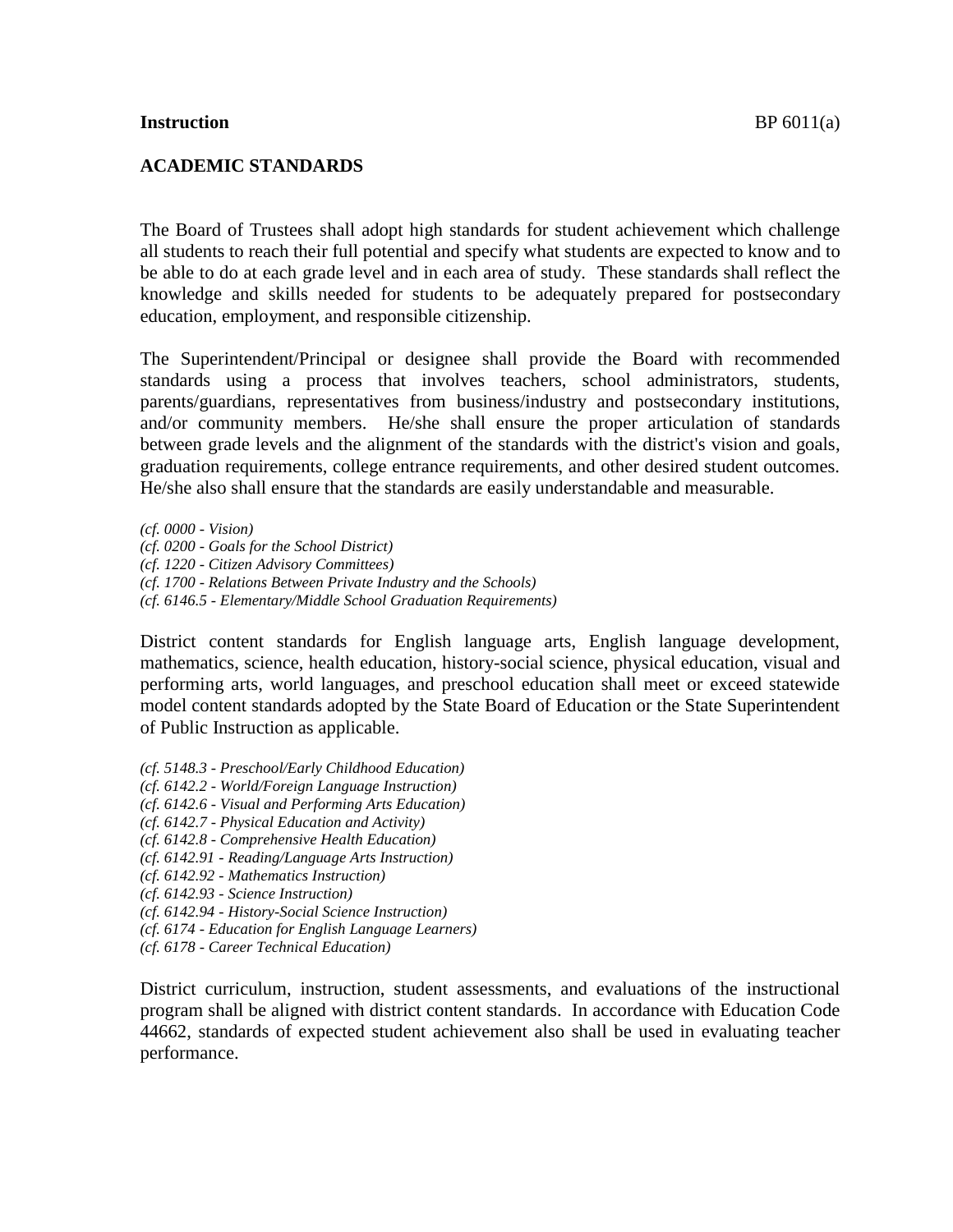**Instruction** BP 6011(a)

## ACADEMIC STANDARDS

The Board of Trustees shall adopt high standards for student achievement which challenge all students to reach their full potential and specify what students are expected to know and to be able to do at each grade level and in each area of study. These standards shall reflect the knowledge and skills needed for students to be adequately prepared for postsecondary education, employment, and responsible citizenship.

The Superintendent/Principal or designee shall provide the Board with recommended standards using a process that involves teachers, school administrators, students, parents/guardians, representatives from business/industry and postsecondary institutions, and/or community members. He/she shall ensure the proper articulation of standards between grade levels and the alignment of the standards with the district's vision and goals, graduation requirements, college entrance requirements, and other desired student outcomes. He/she also shall ensure that the standards are easily understandable and measurable.

*(cf. 0000 - Vision)*
*(cf. 0200 - Goals for the School District)*
*(cf. 1220 - Citizen Advisory Committees)*
*(cf. 1700 - Relations Between Private Industry and the Schools)*
*(cf. 6146.5 - Elementary/Middle School Graduation Requirements)*

District content standards for English language arts, English language development, mathematics, science, health education, history-social science, physical education, visual and performing arts, world languages, and preschool education shall meet or exceed statewide model content standards adopted by the State Board of Education or the State Superintendent of Public Instruction as applicable.

*(cf. 5148.3 - Preschool/Early Childhood Education)*
*(cf. 6142.2 - World/Foreign Language Instruction)*
*(cf. 6142.6 - Visual and Performing Arts Education)*
*(cf. 6142.7 - Physical Education and Activity)*
*(cf. 6142.8 - Comprehensive Health Education)*
*(cf. 6142.91 - Reading/Language Arts Instruction)*
*(cf. 6142.92 - Mathematics Instruction)*
*(cf. 6142.93 - Science Instruction)*
*(cf. 6142.94 - History-Social Science Instruction)*
*(cf. 6174 - Education for English Language Learners)*
*(cf. 6178 - Career Technical Education)*

District curriculum, instruction, student assessments, and evaluations of the instructional program shall be aligned with district content standards. In accordance with Education Code 44662, standards of expected student achievement also shall be used in evaluating teacher performance.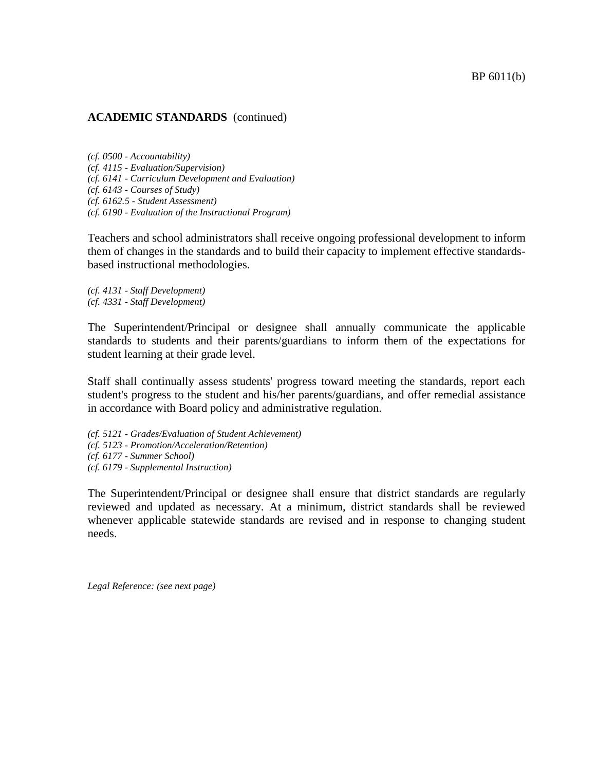**ACADEMIC STANDARDS** (continued)

*(cf. 0500 - Accountability)*
*(cf. 4115 - Evaluation/Supervision)*
*(cf. 6141 - Curriculum Development and Evaluation)*
*(cf. 6143 - Courses of Study)*
*(cf. 6162.5 - Student Assessment)*
*(cf. 6190 - Evaluation of the Instructional Program)*

Teachers and school administrators shall receive ongoing professional development to inform them of changes in the standards and to build their capacity to implement effective standards-based instructional methodologies.

*(cf. 4131 - Staff Development)*
*(cf. 4331 - Staff Development)*

The Superintendent/Principal or designee shall annually communicate the applicable standards to students and their parents/guardians to inform them of the expectations for student learning at their grade level.

Staff shall continually assess students' progress toward meeting the standards, report each student's progress to the student and his/her parents/guardians, and offer remedial assistance in accordance with Board policy and administrative regulation.

*(cf. 5121 - Grades/Evaluation of Student Achievement)*
*(cf. 5123 - Promotion/Acceleration/Retention)*
*(cf. 6177 - Summer School)*
*(cf. 6179 - Supplemental Instruction)*

The Superintendent/Principal or designee shall ensure that district standards are regularly reviewed and updated as necessary. At a minimum, district standards shall be reviewed whenever applicable statewide standards are revised and in response to changing student needs.

*Legal Reference: (see next page)*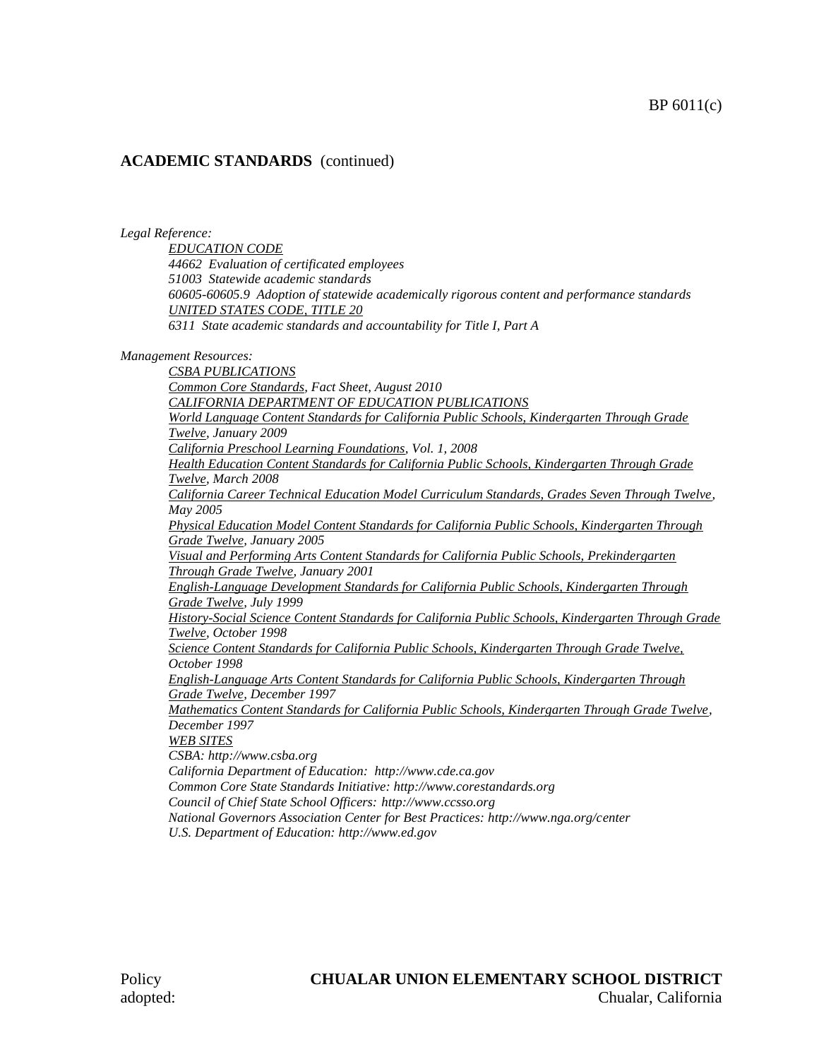**ACADEMIC STANDARDS** (continued)

*Legal Reference:*

*EDUCATION CODE*
*44662 Evaluation of certificated employees*
*51003 Statewide academic standards*
*60605-60605.9 Adoption of statewide academically rigorous content and performance standards*
*UNITED STATES CODE, TITLE 20*
*6311 State academic standards and accountability for Title I, Part A*

*Management Resources:*

*CSBA PUBLICATIONS*
*Common Core Standards, Fact Sheet, August 2010*
*CALIFORNIA DEPARTMENT OF EDUCATION PUBLICATIONS*
*World Language Content Standards for California Public Schools, Kindergarten Through Grade Twelve, January 2009*
*California Preschool Learning Foundations, Vol. 1, 2008*
*Health Education Content Standards for California Public Schools, Kindergarten Through Grade Twelve, March 2008*
*California Career Technical Education Model Curriculum Standards, Grades Seven Through Twelve, May 2005*
*Physical Education Model Content Standards for California Public Schools, Kindergarten Through Grade Twelve, January 2005*
*Visual and Performing Arts Content Standards for California Public Schools, Prekindergarten Through Grade Twelve, January 2001*
*English-Language Development Standards for California Public Schools, Kindergarten Through Grade Twelve, July 1999*
*History-Social Science Content Standards for California Public Schools, Kindergarten Through Grade Twelve, October 1998*
*Science Content Standards for California Public Schools, Kindergarten Through Grade Twelve, October 1998*
*English-Language Arts Content Standards for California Public Schools, Kindergarten Through Grade Twelve, December 1997*
*Mathematics Content Standards for California Public Schools, Kindergarten Through Grade Twelve, December 1997*
*WEB SITES*
*CSBA: http://www.csba.org*
*California Department of Education: http://www.cde.ca.gov*
*Common Core State Standards Initiative: http://www.corestandards.org*
*Council of Chief State School Officers: http://www.ccsso.org*
*National Governors Association Center for Best Practices: http://www.nga.org/center*
*U.S. Department of Education: http://www.ed.gov*

Policy adopted:

**CHUALAR UNION ELEMENTARY SCHOOL DISTRICT**
Chualar, California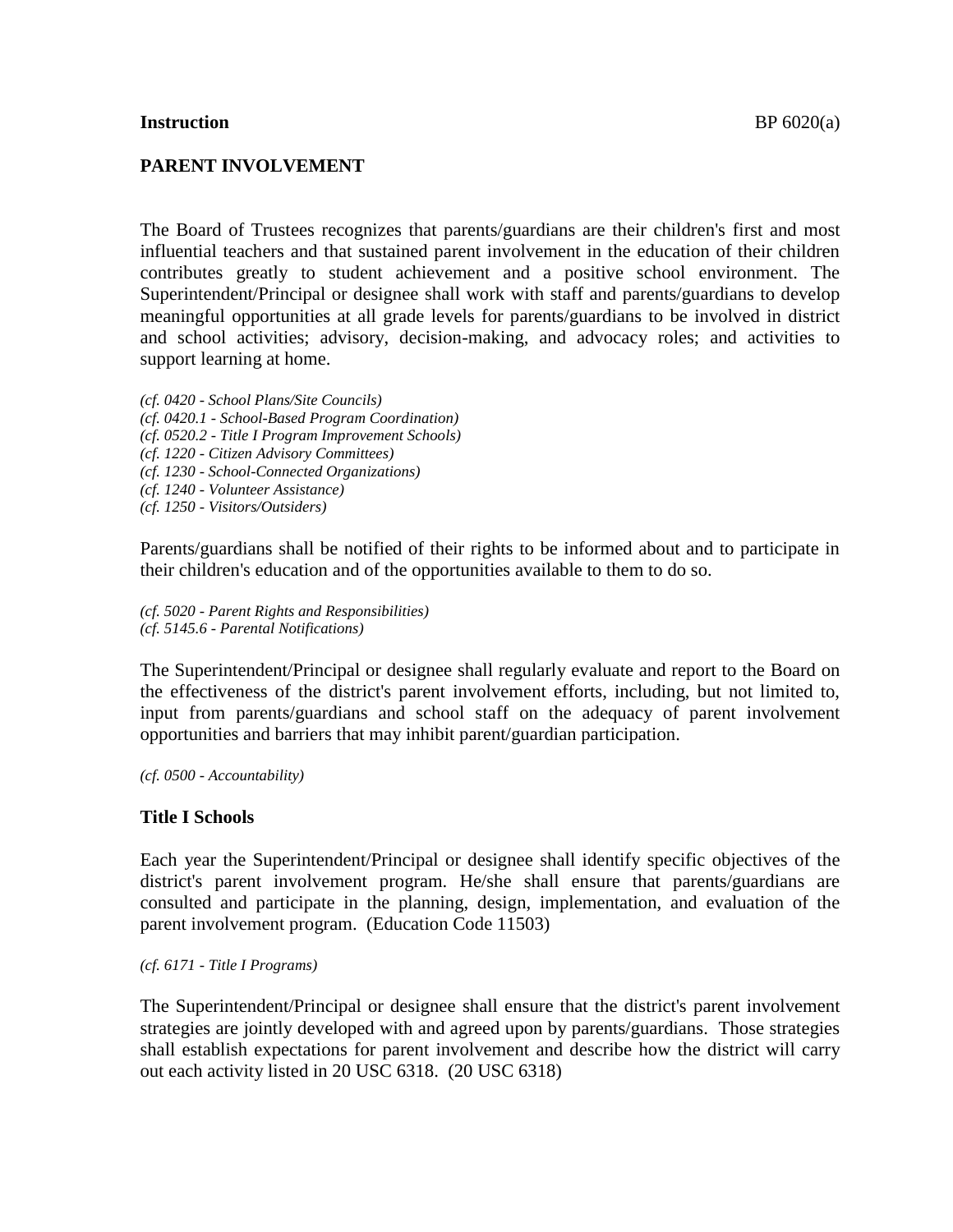**Instruction** BP 6020(a)

## PARENT INVOLVEMENT

The Board of Trustees recognizes that parents/guardians are their children's first and most influential teachers and that sustained parent involvement in the education of their children contributes greatly to student achievement and a positive school environment. The Superintendent/Principal or designee shall work with staff and parents/guardians to develop meaningful opportunities at all grade levels for parents/guardians to be involved in district and school activities; advisory, decision-making, and advocacy roles; and activities to support learning at home.

*(cf. 0420 - School Plans/Site Councils)*
*(cf. 0420.1 - School-Based Program Coordination)*
*(cf. 0520.2 - Title I Program Improvement Schools)*
*(cf. 1220 - Citizen Advisory Committees)*
*(cf. 1230 - School-Connected Organizations)*
*(cf. 1240 - Volunteer Assistance)*
*(cf. 1250 - Visitors/Outsiders)*

Parents/guardians shall be notified of their rights to be informed about and to participate in their children's education and of the opportunities available to them to do so.

*(cf. 5020 - Parent Rights and Responsibilities)*
*(cf. 5145.6 - Parental Notifications)*

The Superintendent/Principal or designee shall regularly evaluate and report to the Board on the effectiveness of the district's parent involvement efforts, including, but not limited to, input from parents/guardians and school staff on the adequacy of parent involvement opportunities and barriers that may inhibit parent/guardian participation.

*(cf. 0500 - Accountability)*

### Title I Schools

Each year the Superintendent/Principal or designee shall identify specific objectives of the district's parent involvement program. He/she shall ensure that parents/guardians are consulted and participate in the planning, design, implementation, and evaluation of the parent involvement program. (Education Code 11503)

*(cf. 6171 - Title I Programs)*

The Superintendent/Principal or designee shall ensure that the district's parent involvement strategies are jointly developed with and agreed upon by parents/guardians. Those strategies shall establish expectations for parent involvement and describe how the district will carry out each activity listed in 20 USC 6318. (20 USC 6318)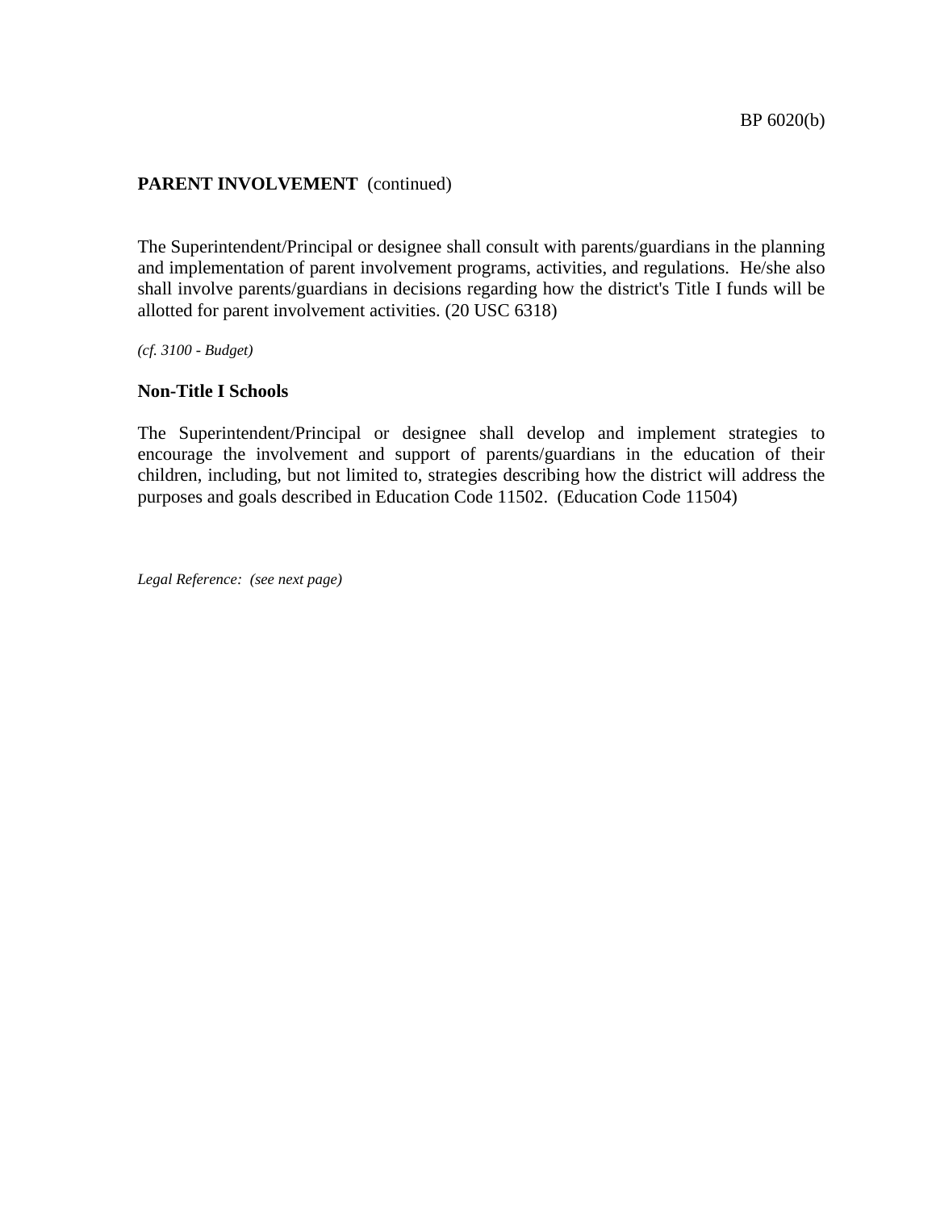**PARENT INVOLVEMENT** (continued)

The Superintendent/Principal or designee shall consult with parents/guardians in the planning and implementation of parent involvement programs, activities, and regulations. He/she also shall involve parents/guardians in decisions regarding how the district's Title I funds will be allotted for parent involvement activities. (20 USC 6318)

*(cf. 3100 - Budget)*

**Non-Title I Schools**

The Superintendent/Principal or designee shall develop and implement strategies to encourage the involvement and support of parents/guardians in the education of their children, including, but not limited to, strategies describing how the district will address the purposes and goals described in Education Code 11502. (Education Code 11504)

*Legal Reference: (see next page)*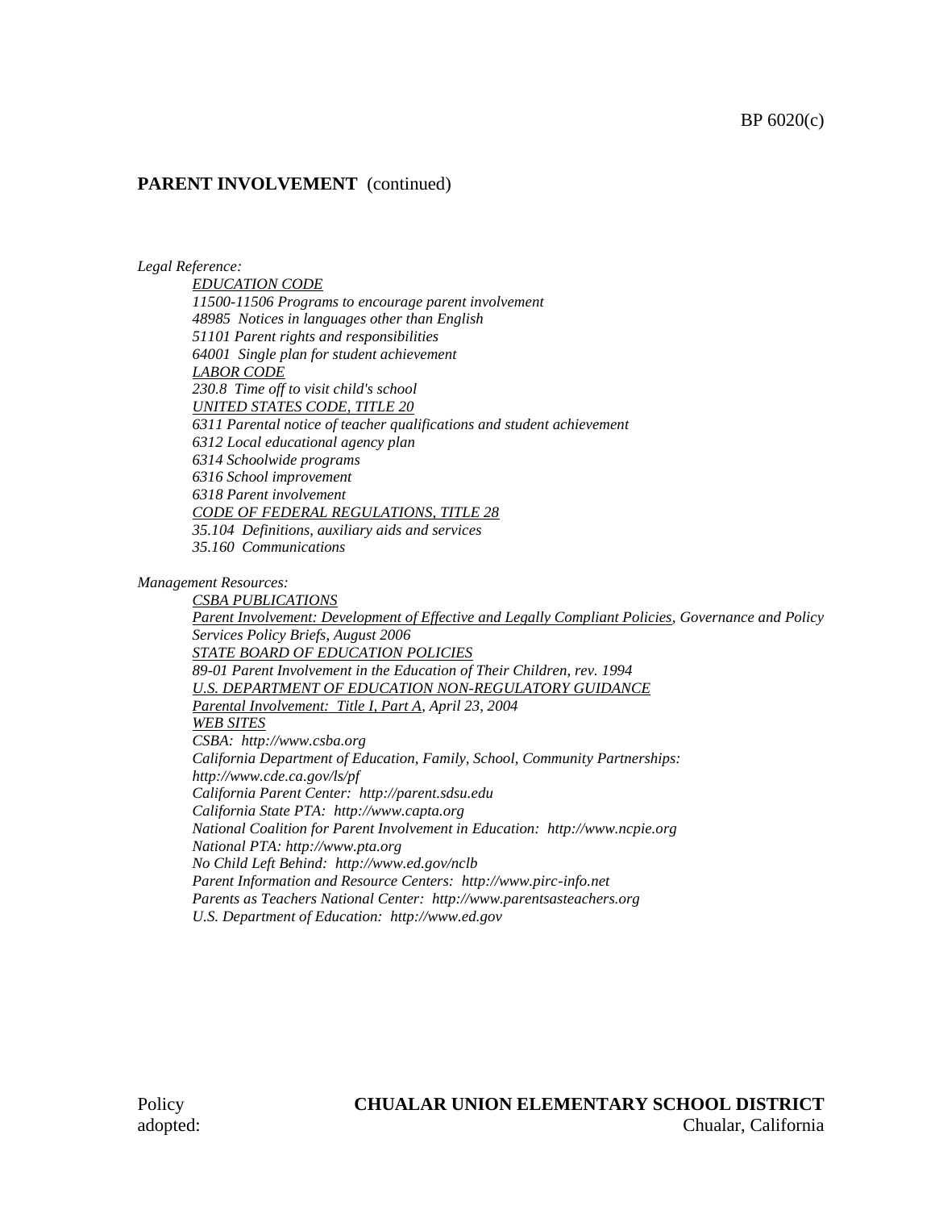**PARENT INVOLVEMENT** (continued)

*Legal Reference:*

*EDUCATION CODE*
*11500-11506 Programs to encourage parent involvement*
*48985 Notices in languages other than English*
*51101 Parent rights and responsibilities*
*64001 Single plan for student achievement*
*LABOR CODE*
*230.8 Time off to visit child's school*
*UNITED STATES CODE, TITLE 20*
*6311 Parental notice of teacher qualifications and student achievement*
*6312 Local educational agency plan*
*6314 Schoolwide programs*
*6316 School improvement*
*6318 Parent involvement*
*CODE OF FEDERAL REGULATIONS, TITLE 28*
*35.104 Definitions, auxiliary aids and services*
*35.160 Communications*

*Management Resources:*

*CSBA PUBLICATIONS*
*Parent Involvement: Development of Effective and Legally Compliant Policies, Governance and Policy Services Policy Briefs, August 2006*
*STATE BOARD OF EDUCATION POLICIES*
*89-01 Parent Involvement in the Education of Their Children, rev. 1994*
*U.S. DEPARTMENT OF EDUCATION NON-REGULATORY GUIDANCE*
*Parental Involvement: Title I, Part A, April 23, 2004*
*WEB SITES*
*CSBA: http://www.csba.org*
*California Department of Education, Family, School, Community Partnerships: http://www.cde.ca.gov/ls/pf*
*California Parent Center: http://parent.sdsu.edu*
*California State PTA: http://www.capta.org*
*National Coalition for Parent Involvement in Education: http://www.ncpie.org*
*National PTA: http://www.pta.org*
*No Child Left Behind: http://www.ed.gov/nclb*
*Parent Information and Resource Centers: http://www.pirc-info.net*
*Parents as Teachers National Center: http://www.parentsasteachers.org*
*U.S. Department of Education: http://www.ed.gov*

Policy adopted:

**CHUALAR UNION ELEMENTARY SCHOOL DISTRICT**
Chualar, California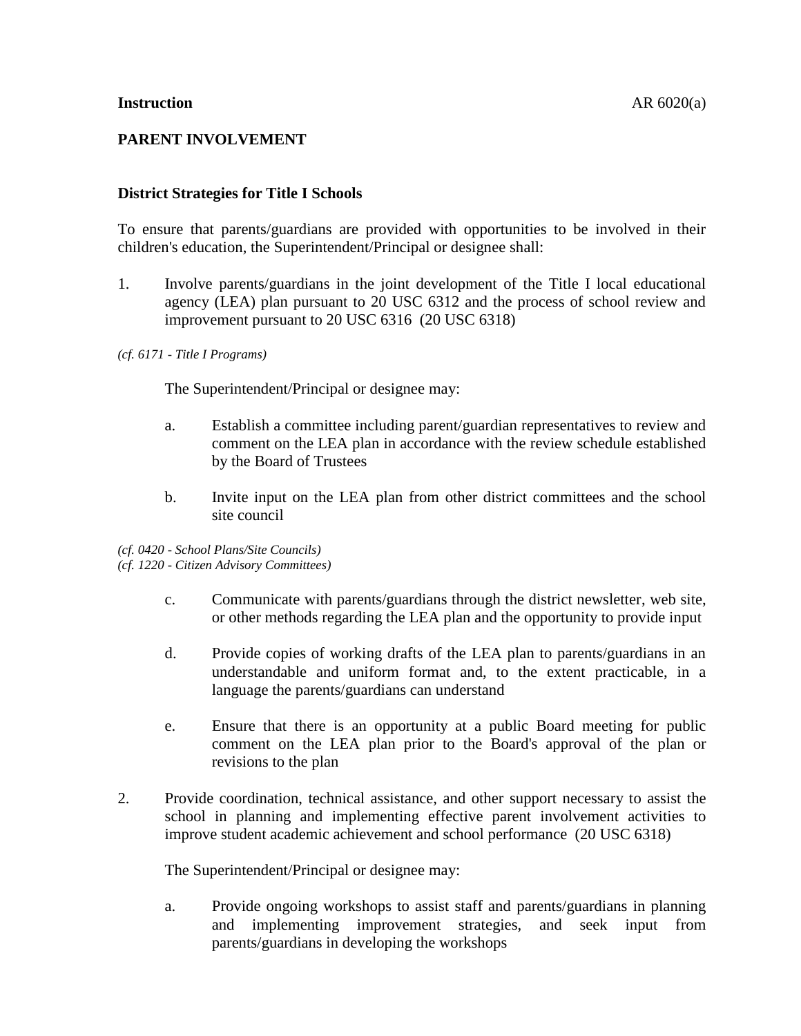**Instruction** AR 6020(a)

**PARENT INVOLVEMENT**

**District Strategies for Title I Schools**

To ensure that parents/guardians are provided with opportunities to be involved in their children's education, the Superintendent/Principal or designee shall:

1. Involve parents/guardians in the joint development of the Title I local educational agency (LEA) plan pursuant to 20 USC 6312 and the process of school review and improvement pursuant to 20 USC 6316 (20 USC 6318)

*(cf. 6171 - Title I Programs)*

   The Superintendent/Principal or designee may:

   a. Establish a committee including parent/guardian representatives to review and comment on the LEA plan in accordance with the review schedule established by the Board of Trustees

   b. Invite input on the LEA plan from other district committees and the school site council

*(cf. 0420 - School Plans/Site Councils)*
*(cf. 1220 - Citizen Advisory Committees)*

   c. Communicate with parents/guardians through the district newsletter, web site, or other methods regarding the LEA plan and the opportunity to provide input

   d. Provide copies of working drafts of the LEA plan to parents/guardians in an understandable and uniform format and, to the extent practicable, in a language the parents/guardians can understand

   e. Ensure that there is an opportunity at a public Board meeting for public comment on the LEA plan prior to the Board's approval of the plan or revisions to the plan

2. Provide coordination, technical assistance, and other support necessary to assist the school in planning and implementing effective parent involvement activities to improve student academic achievement and school performance (20 USC 6318)

   The Superintendent/Principal or designee may:

   a. Provide ongoing workshops to assist staff and parents/guardians in planning and implementing improvement strategies, and seek input from parents/guardians in developing the workshops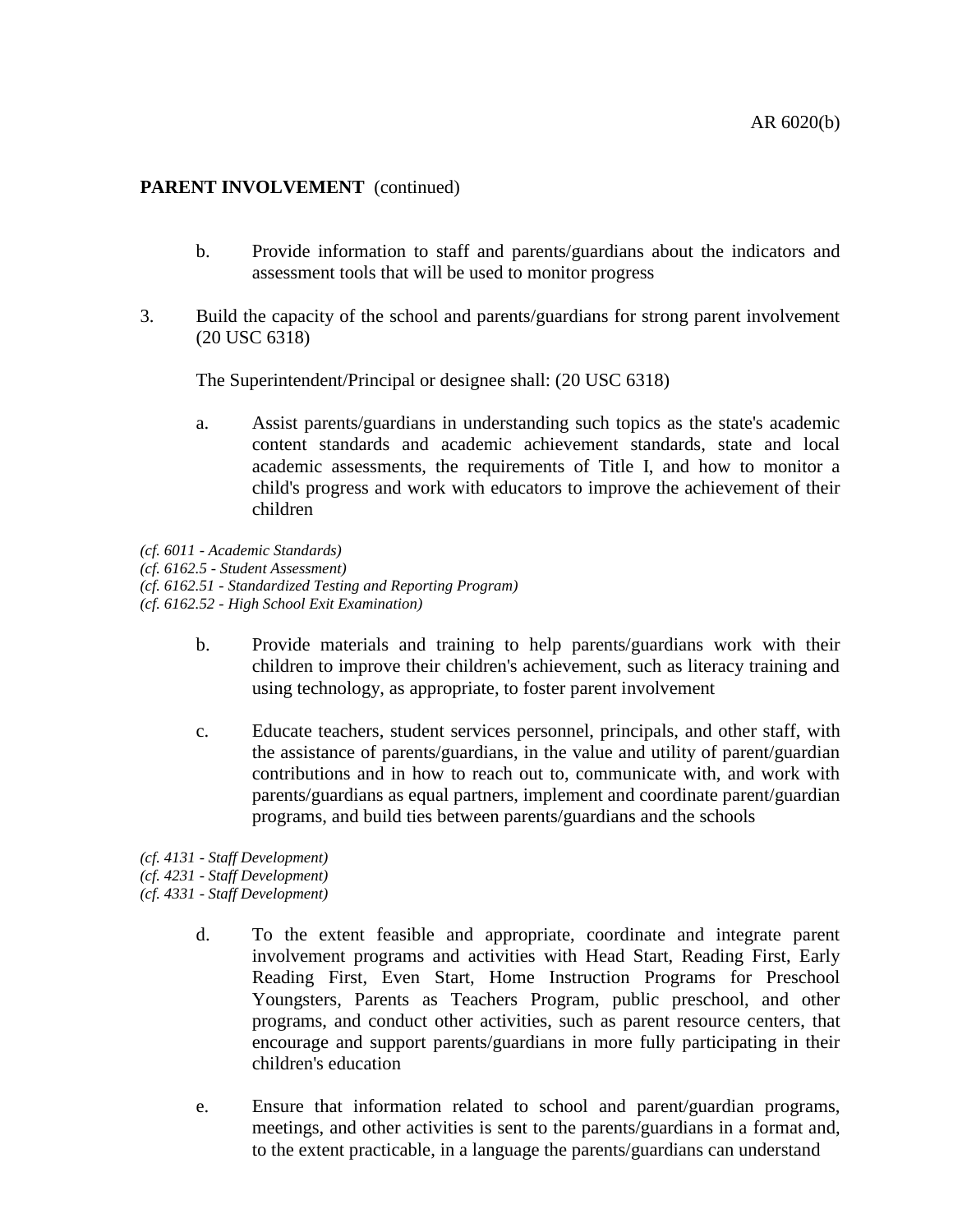**PARENT INVOLVEMENT** (continued)

   b. Provide information to staff and parents/guardians about the indicators and assessment tools that will be used to monitor progress

3. Build the capacity of the school and parents/guardians for strong parent involvement (20 USC 6318)

   The Superintendent/Principal or designee shall: (20 USC 6318)

   a. Assist parents/guardians in understanding such topics as the state's academic content standards and academic achievement standards, state and local academic assessments, the requirements of Title I, and how to monitor a child's progress and work with educators to improve the achievement of their children

*(cf. 6011 - Academic Standards)*
*(cf. 6162.5 - Student Assessment)*
*(cf. 6162.51 - Standardized Testing and Reporting Program)*
*(cf. 6162.52 - High School Exit Examination)*

   b. Provide materials and training to help parents/guardians work with their children to improve their children's achievement, such as literacy training and using technology, as appropriate, to foster parent involvement

   c. Educate teachers, student services personnel, principals, and other staff, with the assistance of parents/guardians, in the value and utility of parent/guardian contributions and in how to reach out to, communicate with, and work with parents/guardians as equal partners, implement and coordinate parent/guardian programs, and build ties between parents/guardians and the schools

*(cf. 4131 - Staff Development)*
*(cf. 4231 - Staff Development)*
*(cf. 4331 - Staff Development)*

   d. To the extent feasible and appropriate, coordinate and integrate parent involvement programs and activities with Head Start, Reading First, Early Reading First, Even Start, Home Instruction Programs for Preschool Youngsters, Parents as Teachers Program, public preschool, and other programs, and conduct other activities, such as parent resource centers, that encourage and support parents/guardians in more fully participating in their children's education

   e. Ensure that information related to school and parent/guardian programs, meetings, and other activities is sent to the parents/guardians in a format and, to the extent practicable, in a language the parents/guardians can understand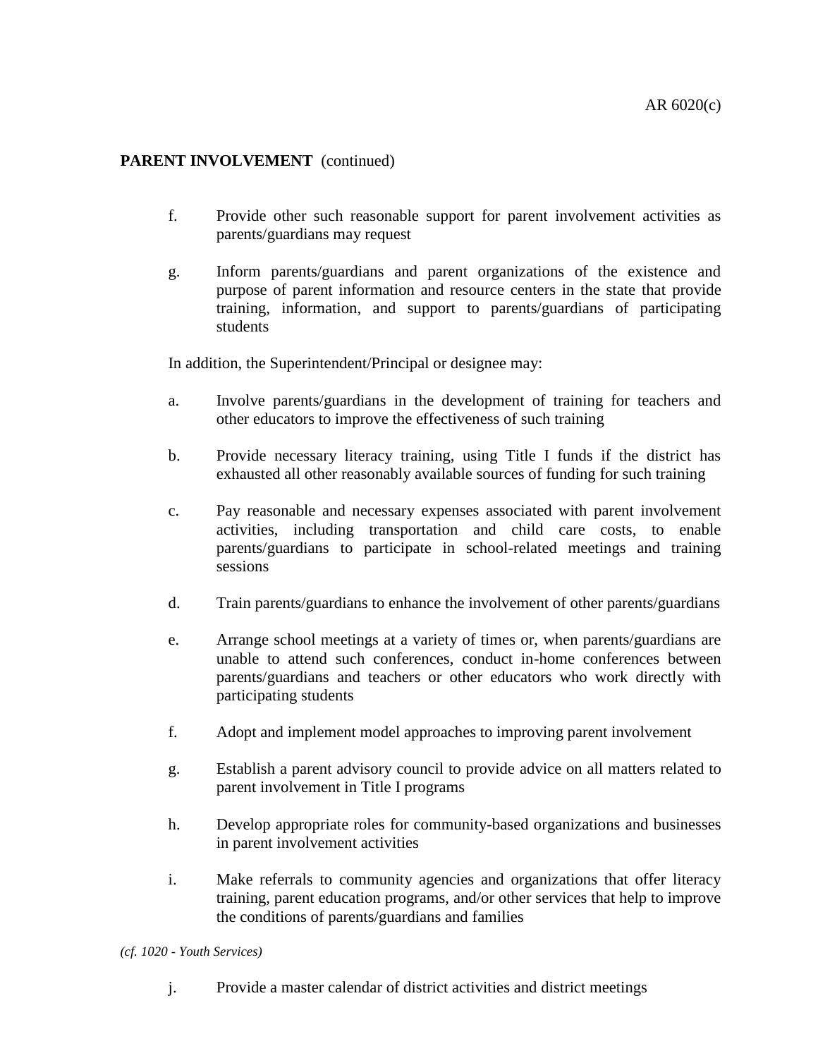**PARENT INVOLVEMENT** (continued)

f. Provide other such reasonable support for parent involvement activities as parents/guardians may request

g. Inform parents/guardians and parent organizations of the existence and purpose of parent information and resource centers in the state that provide training, information, and support to parents/guardians of participating students

In addition, the Superintendent/Principal or designee may:

a. Involve parents/guardians in the development of training for teachers and other educators to improve the effectiveness of such training

b. Provide necessary literacy training, using Title I funds if the district has exhausted all other reasonably available sources of funding for such training

c. Pay reasonable and necessary expenses associated with parent involvement activities, including transportation and child care costs, to enable parents/guardians to participate in school-related meetings and training sessions

d. Train parents/guardians to enhance the involvement of other parents/guardians

e. Arrange school meetings at a variety of times or, when parents/guardians are unable to attend such conferences, conduct in-home conferences between parents/guardians and teachers or other educators who work directly with participating students

f. Adopt and implement model approaches to improving parent involvement

g. Establish a parent advisory council to provide advice on all matters related to parent involvement in Title I programs

h. Develop appropriate roles for community-based organizations and businesses in parent involvement activities

i. Make referrals to community agencies and organizations that offer literacy training, parent education programs, and/or other services that help to improve the conditions of parents/guardians and families

*(cf. 1020 - Youth Services)*

j. Provide a master calendar of district activities and district meetings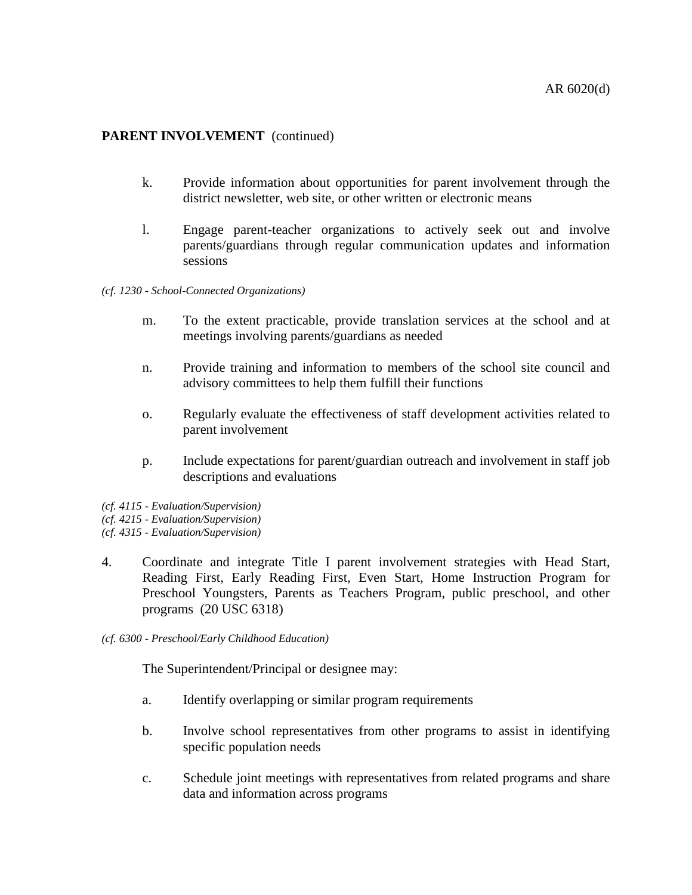**PARENT INVOLVEMENT** (continued)

k. Provide information about opportunities for parent involvement through the district newsletter, web site, or other written or electronic means

l. Engage parent-teacher organizations to actively seek out and involve parents/guardians through regular communication updates and information sessions

*(cf. 1230 - School-Connected Organizations)*

m. To the extent practicable, provide translation services at the school and at meetings involving parents/guardians as needed

n. Provide training and information to members of the school site council and advisory committees to help them fulfill their functions

o. Regularly evaluate the effectiveness of staff development activities related to parent involvement

p. Include expectations for parent/guardian outreach and involvement in staff job descriptions and evaluations

*(cf. 4115 - Evaluation/Supervision)*
*(cf. 4215 - Evaluation/Supervision)*
*(cf. 4315 - Evaluation/Supervision)*

4. Coordinate and integrate Title I parent involvement strategies with Head Start, Reading First, Early Reading First, Even Start, Home Instruction Program for Preschool Youngsters, Parents as Teachers Program, public preschool, and other programs (20 USC 6318)

*(cf. 6300 - Preschool/Early Childhood Education)*

The Superintendent/Principal or designee may:

a. Identify overlapping or similar program requirements

b. Involve school representatives from other programs to assist in identifying specific population needs

c. Schedule joint meetings with representatives from related programs and share data and information across programs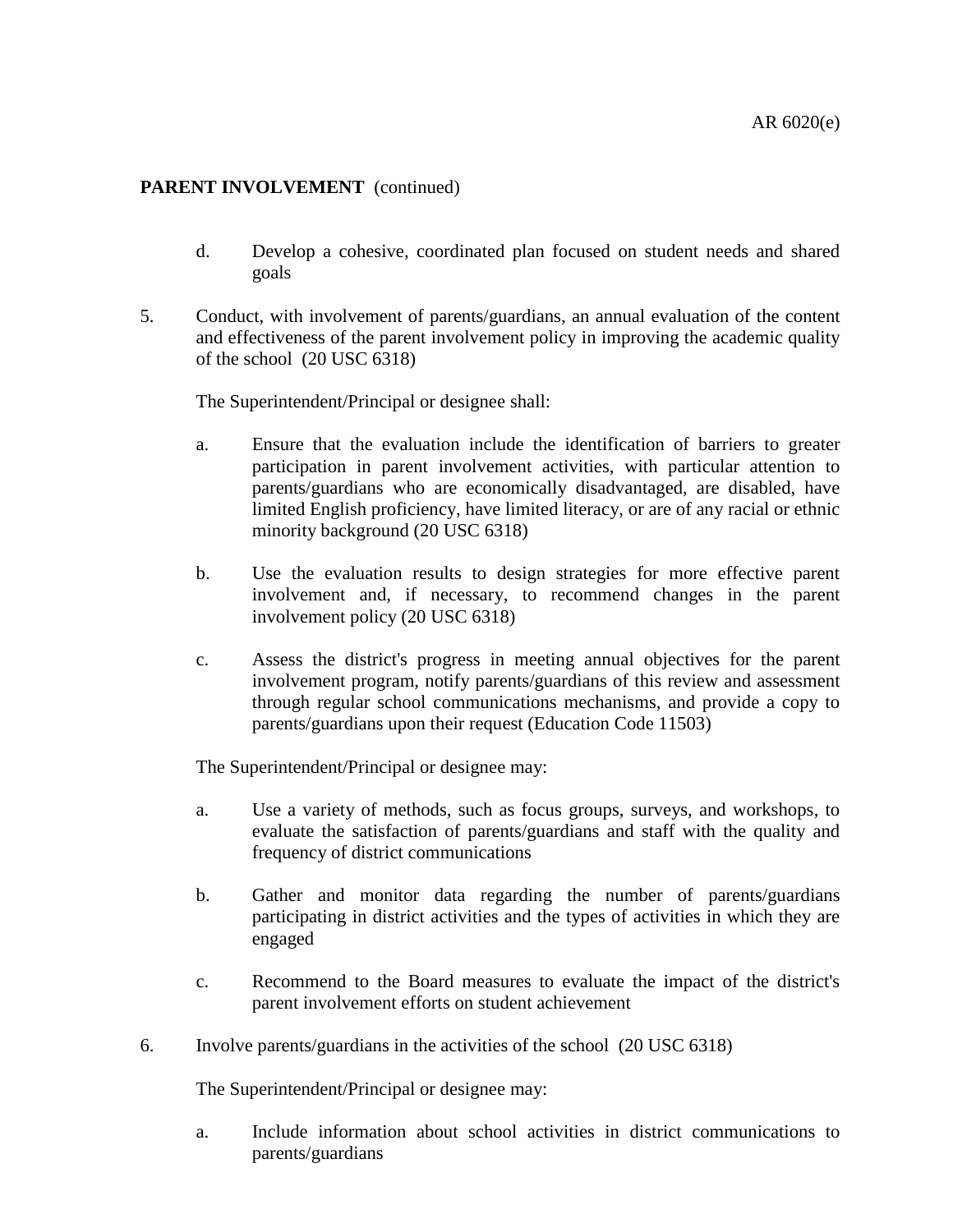**PARENT INVOLVEMENT** (continued)

d. Develop a cohesive, coordinated plan focused on student needs and shared goals

5. Conduct, with involvement of parents/guardians, an annual evaluation of the content and effectiveness of the parent involvement policy in improving the academic quality of the school (20 USC 6318)

   The Superintendent/Principal or designee shall:

   a. Ensure that the evaluation include the identification of barriers to greater participation in parent involvement activities, with particular attention to parents/guardians who are economically disadvantaged, are disabled, have limited English proficiency, have limited literacy, or are of any racial or ethnic minority background (20 USC 6318)

   b. Use the evaluation results to design strategies for more effective parent involvement and, if necessary, to recommend changes in the parent involvement policy (20 USC 6318)

   c. Assess the district's progress in meeting annual objectives for the parent involvement program, notify parents/guardians of this review and assessment through regular school communications mechanisms, and provide a copy to parents/guardians upon their request (Education Code 11503)

   The Superintendent/Principal or designee may:

   a. Use a variety of methods, such as focus groups, surveys, and workshops, to evaluate the satisfaction of parents/guardians and staff with the quality and frequency of district communications

   b. Gather and monitor data regarding the number of parents/guardians participating in district activities and the types of activities in which they are engaged

   c. Recommend to the Board measures to evaluate the impact of the district's parent involvement efforts on student achievement

6. Involve parents/guardians in the activities of the school (20 USC 6318)

   The Superintendent/Principal or designee may:

   a. Include information about school activities in district communications to parents/guardians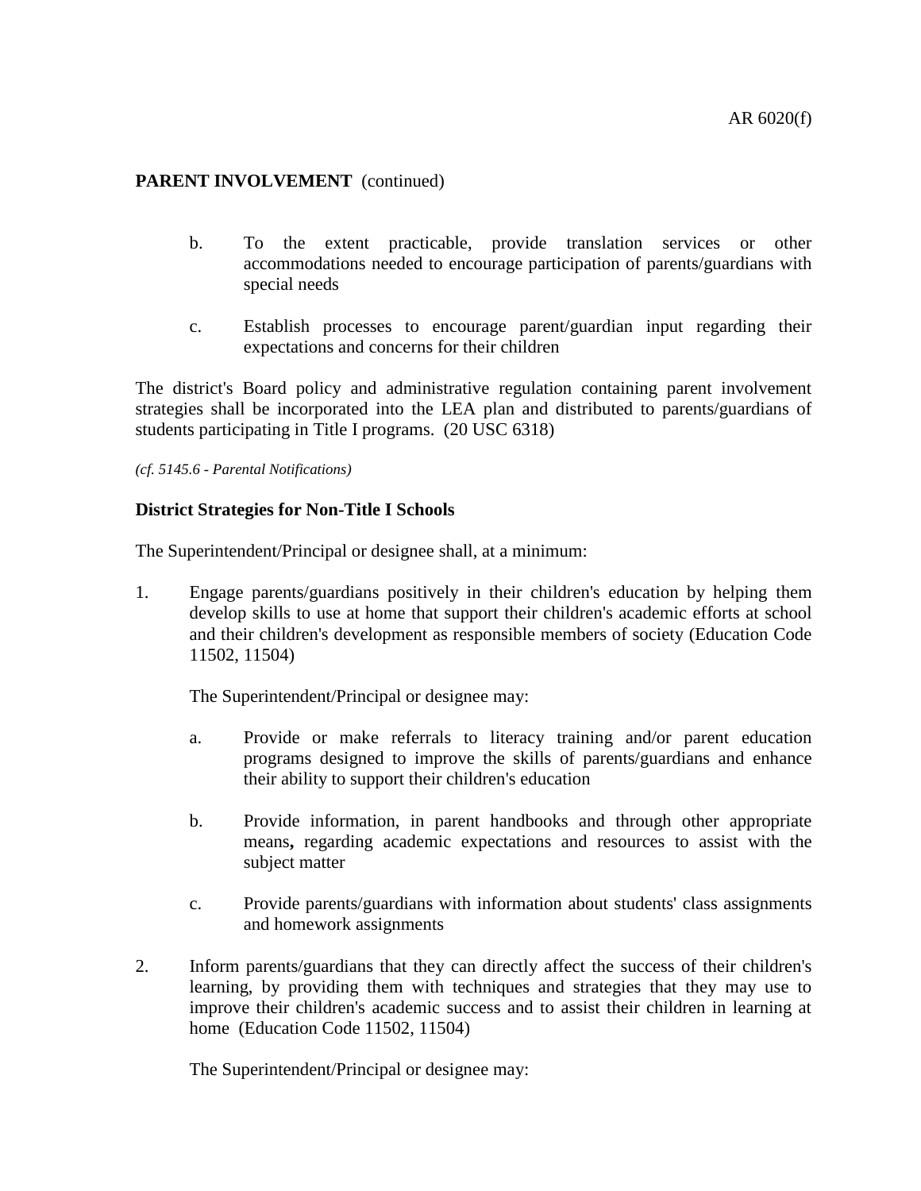**PARENT INVOLVEMENT** (continued)

b. To the extent practicable, provide translation services or other accommodations needed to encourage participation of parents/guardians with special needs

c. Establish processes to encourage parent/guardian input regarding their expectations and concerns for their children

The district's Board policy and administrative regulation containing parent involvement strategies shall be incorporated into the LEA plan and distributed to parents/guardians of students participating in Title I programs. (20 USC 6318)

*(cf. 5145.6 - Parental Notifications)*

**District Strategies for Non-Title I Schools**

The Superintendent/Principal or designee shall, at a minimum:

1. Engage parents/guardians positively in their children's education by helping them develop skills to use at home that support their children's academic efforts at school and their children's development as responsible members of society (Education Code 11502, 11504)

   The Superintendent/Principal or designee may:

   a. Provide or make referrals to literacy training and/or parent education programs designed to improve the skills of parents/guardians and enhance their ability to support their children's education

   b. Provide information, in parent handbooks and through other appropriate means**,** regarding academic expectations and resources to assist with the subject matter

   c. Provide parents/guardians with information about students' class assignments and homework assignments

2. Inform parents/guardians that they can directly affect the success of their children's learning, by providing them with techniques and strategies that they may use to improve their children's academic success and to assist their children in learning at home (Education Code 11502, 11504)

   The Superintendent/Principal or designee may: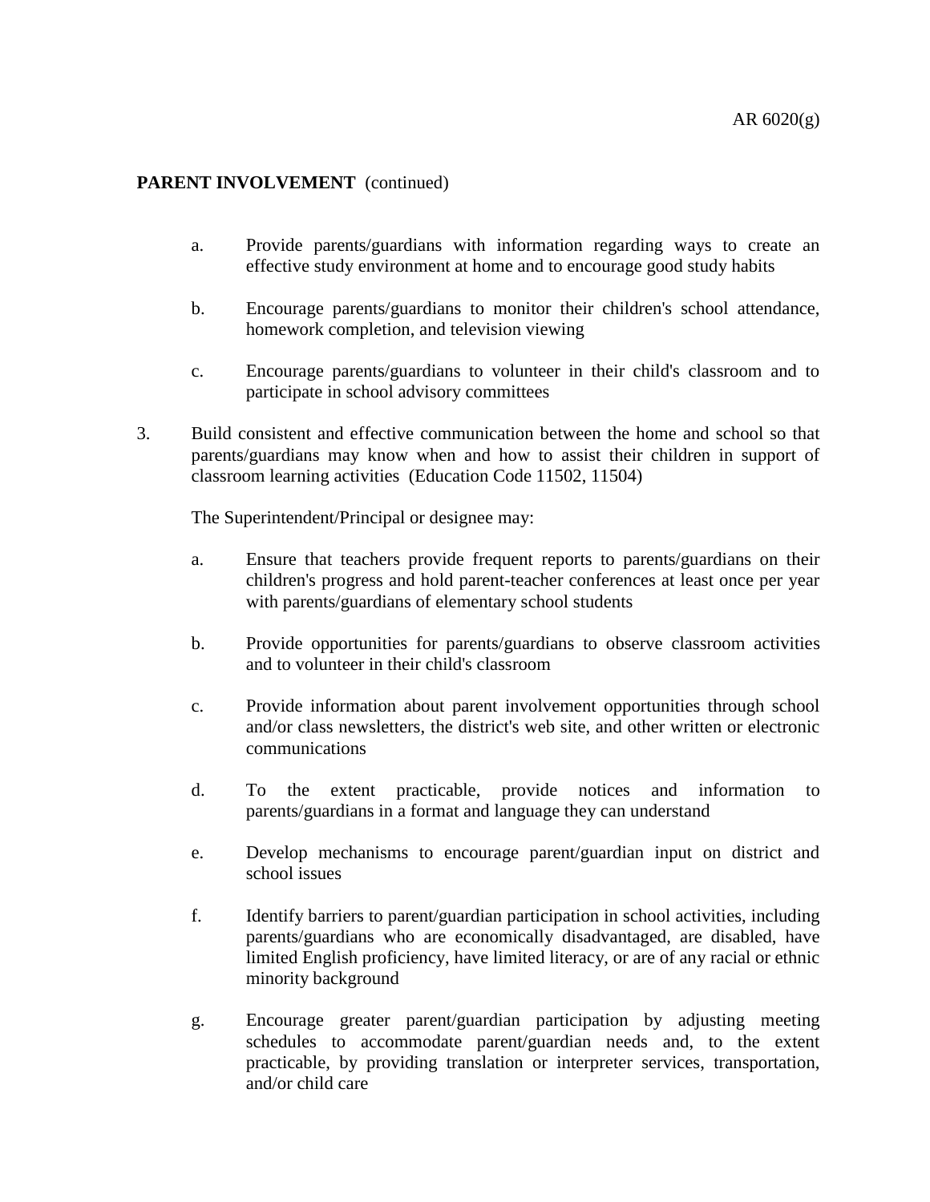**PARENT INVOLVEMENT** (continued)

   a. Provide parents/guardians with information regarding ways to create an effective study environment at home and to encourage good study habits

   b. Encourage parents/guardians to monitor their children's school attendance, homework completion, and television viewing

   c. Encourage parents/guardians to volunteer in their child's classroom and to participate in school advisory committees

3. Build consistent and effective communication between the home and school so that parents/guardians may know when and how to assist their children in support of classroom learning activities (Education Code 11502, 11504)

   The Superintendent/Principal or designee may:

   a. Ensure that teachers provide frequent reports to parents/guardians on their children's progress and hold parent-teacher conferences at least once per year with parents/guardians of elementary school students

   b. Provide opportunities for parents/guardians to observe classroom activities and to volunteer in their child's classroom

   c. Provide information about parent involvement opportunities through school and/or class newsletters, the district's web site, and other written or electronic communications

   d. To the extent practicable, provide notices and information to parents/guardians in a format and language they can understand

   e. Develop mechanisms to encourage parent/guardian input on district and school issues

   f. Identify barriers to parent/guardian participation in school activities, including parents/guardians who are economically disadvantaged, are disabled, have limited English proficiency, have limited literacy, or are of any racial or ethnic minority background

   g. Encourage greater parent/guardian participation by adjusting meeting schedules to accommodate parent/guardian needs and, to the extent practicable, by providing translation or interpreter services, transportation, and/or child care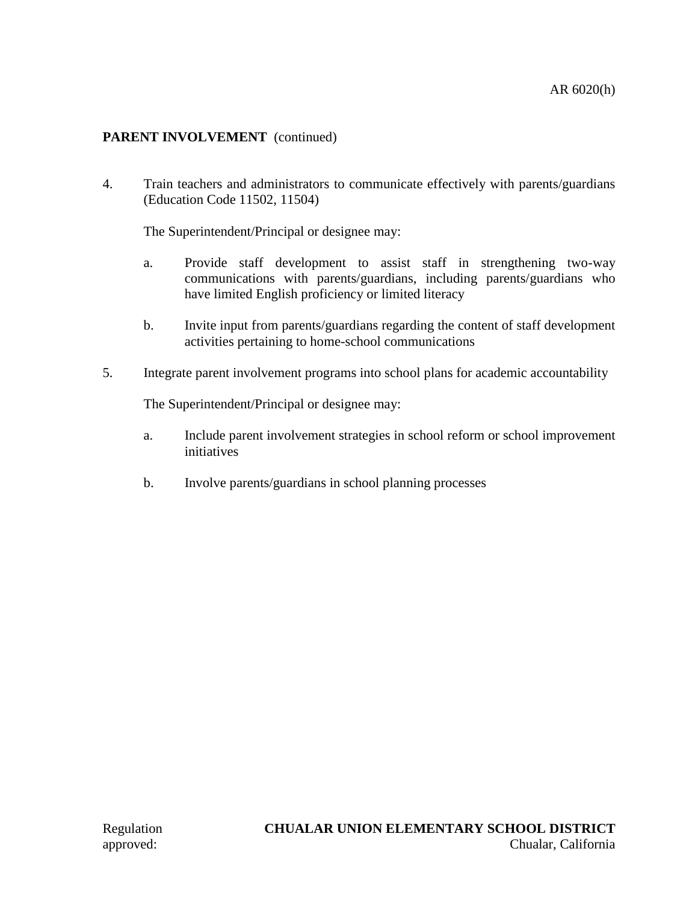**PARENT INVOLVEMENT** (continued)

4. Train teachers and administrators to communicate effectively with parents/guardians (Education Code 11502, 11504)

   The Superintendent/Principal or designee may:

   a. Provide staff development to assist staff in strengthening two-way communications with parents/guardians, including parents/guardians who have limited English proficiency or limited literacy

   b. Invite input from parents/guardians regarding the content of staff development activities pertaining to home-school communications

5. Integrate parent involvement programs into school plans for academic accountability

   The Superintendent/Principal or designee may:

   a. Include parent involvement strategies in school reform or school improvement initiatives

   b. Involve parents/guardians in school planning processes

Regulation approved:

**CHUALAR UNION ELEMENTARY SCHOOL DISTRICT**
Chualar, California